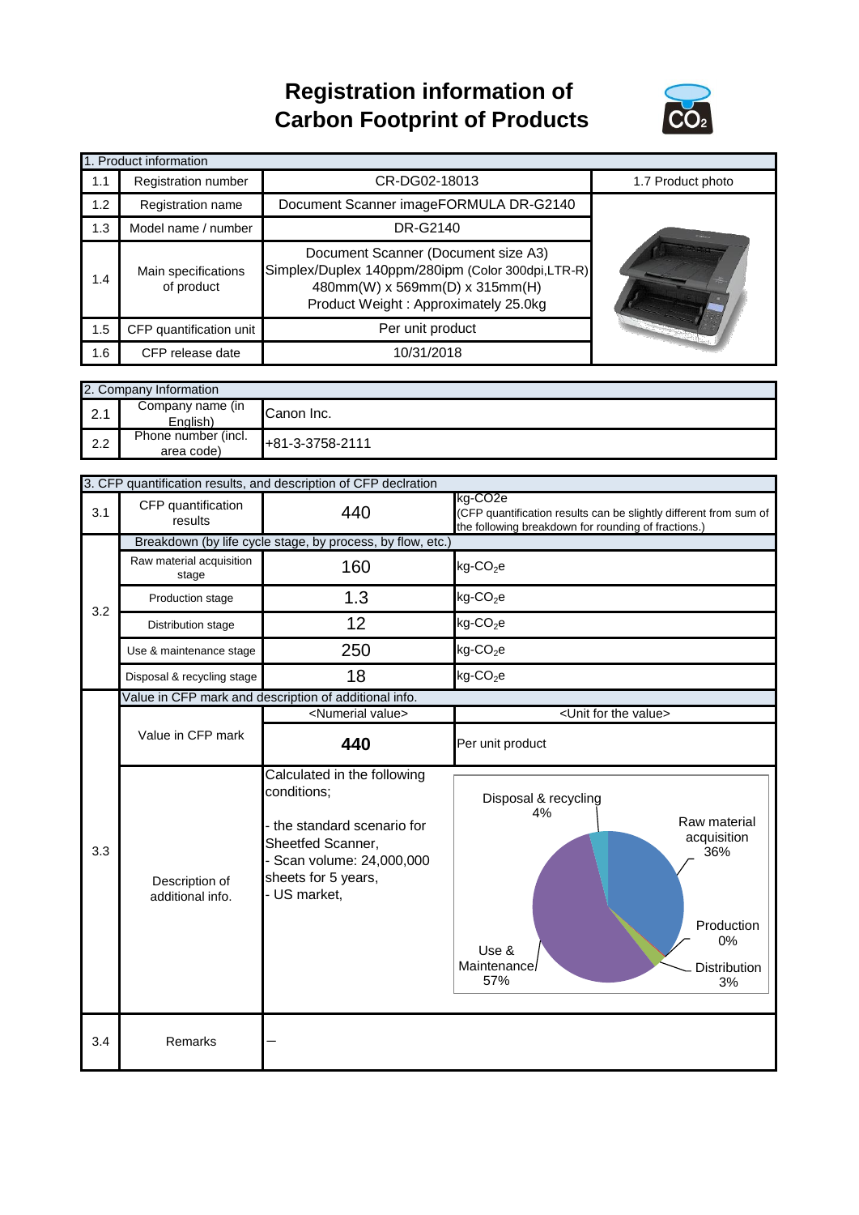# Registration information of Carbon Footprint of Products

## 1. Product information

| | | | |
|---|---|---|---|
| 1.1 | Registration number | CR-DG02-18013 | 1.7 Product photo |
| 1.2 | Registration name | Document Scanner imageFORMULA DR-G2140 | |
| 1.3 | Model name / number | DR-G2140 | |
| 1.4 | Main specifications of product | Document Scanner (Document size A3) Simplex/Duplex 140ppm/280ipm (Color 300dpi,LTR-R) 480mm(W) x 569mm(D) x 315mm(H) Product Weight : Approximately 25.0kg | |
| 1.5 | CFP quantification unit | Per unit product | |
| 1.6 | CFP release date | 10/31/2018 | |

## 2. Company Information

| | | |
|---|---|---|
| 2.1 | Company name (in English) | Canon Inc. |
| 2.2 | Phone number (incl. area code) | +81-3-3758-2111 |

## 3. CFP quantification results, and description of CFP declration

| | | | |
|---|---|---|---|
| 3.1 | CFP quantification results | 440 | kg-CO2e (CFP quantification results can be slightly different from sum of the following breakdown for rounding of fractions.) |
| 3.2 | Breakdown (by life cycle stage, by process, by flow, etc.) | | |
| | Raw material acquisition stage | 160 | kg-$CO_2$e |
| | Production stage | 1.3 | kg-$CO_2$e |
| | Distribution stage | 12 | kg-$CO_2$e |
| | Use & maintenance stage | 250 | kg-$CO_2$e |
| | Disposal & recycling stage | 18 | kg-$CO_2$e |
| 3.3 | Value in CFP mark and description of additional info. | | |
| | | <Numerial value> | <Unit for the value> |
| | Value in CFP mark | **440** | Per unit product |
| | Description of additional info. | Calculated in the following conditions;<br><br>- the standard scenario for Sheetfed Scanner,<br>- Scan volume: 24,000,000 sheets for 5 years,<br>- US market, | Disposal & recycling 4%<br>Raw material acquisition 36%<br>Production 0%<br>Distribution 3%<br>Use & Maintenance 57% |
| 3.4 | Remarks | – | |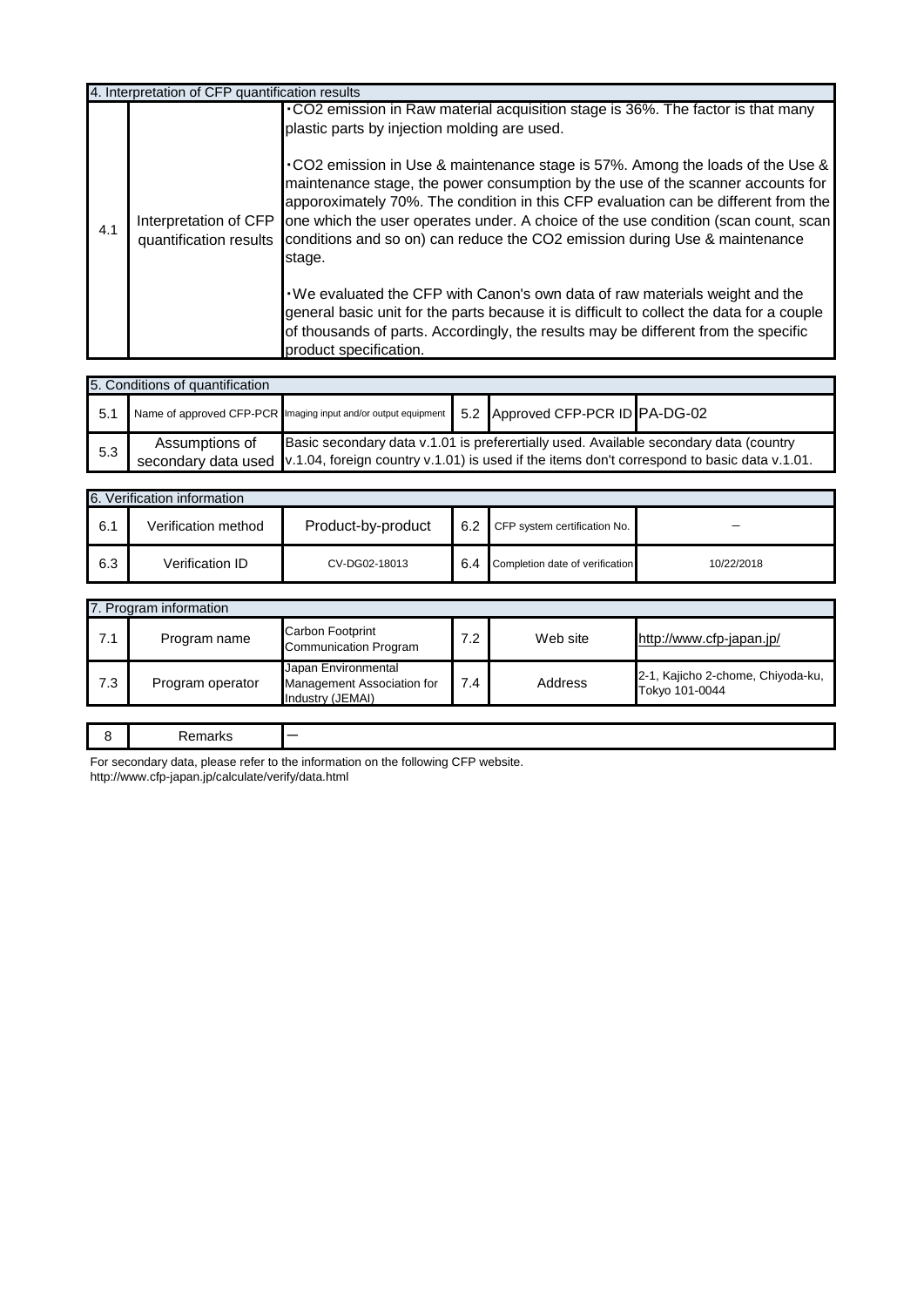| 4. Interpretation of CFP quantification results | | |
|---|---|---|
| 4.1 | Interpretation of CFP quantification results | ・$CO_2$ emission in Raw material acquisition stage is 36%. The factor is that many plastic parts by injection molding are used.<br><br>・$CO_2$ emission in Use & maintenance stage is 57%. Among the loads of the Use & maintenance stage, the power consumption by the use of the scanner accounts for approximately 70%. The condition in this CFP evaluation can be different from the one which the user operates under. A choice of the use condition (scan count, scan conditions and so on) can reduce the $CO_2$ emission during Use & maintenance stage.<br><br>・We evaluated the CFP with Canon's own data of raw materials weight and the general basic unit for the parts because it is difficult to collect the data for a couple of thousands of parts. Accordingly, the results may be different from the specific product specification. |

| 5. Conditions of quantification | | | | | |
|---|---|---|---|---|---|
| 5.1 | Name of approved CFP-PCR | Imaging input and/or output equipment | 5.2 | Approved CFP-PCR ID | PA-DG-02 |
| 5.3 | Assumptions of secondary data used | Basic secondary data v.1.01 is preferertially used. Available secondary data (country v.1.04, foreign country v.1.01) is used if the items don't correspond to basic data v.1.01. | | | |

| 6. Verification information | | | | | |
|---|---|---|---|---|---|
| 6.1 | Verification method | Product-by-product | 6.2 | CFP system certification No. | — |
| 6.3 | Verification ID | CV-DG02-18013 | 6.4 | Completion date of verification | 10/22/2018 |

| 7. Program information | | | | | |
|---|---|---|---|---|---|
| 7.1 | Program name | Carbon Footprint Communication Program | 7.2 | Web site | http://www.cfp-japan.jp/ |
| 7.3 | Program operator | Japan Environmental Management Association for Industry (JEMAI) | 7.4 | Address | 2-1, Kajicho 2-chome, Chiyoda-ku, Tokyo 101-0044 |

| | | |
|---|---|---|
| 8 | Remarks | — |

For secondary data, please refer to the information on the following CFP website.
http://www.cfp-japan.jp/calculate/verify/data.html